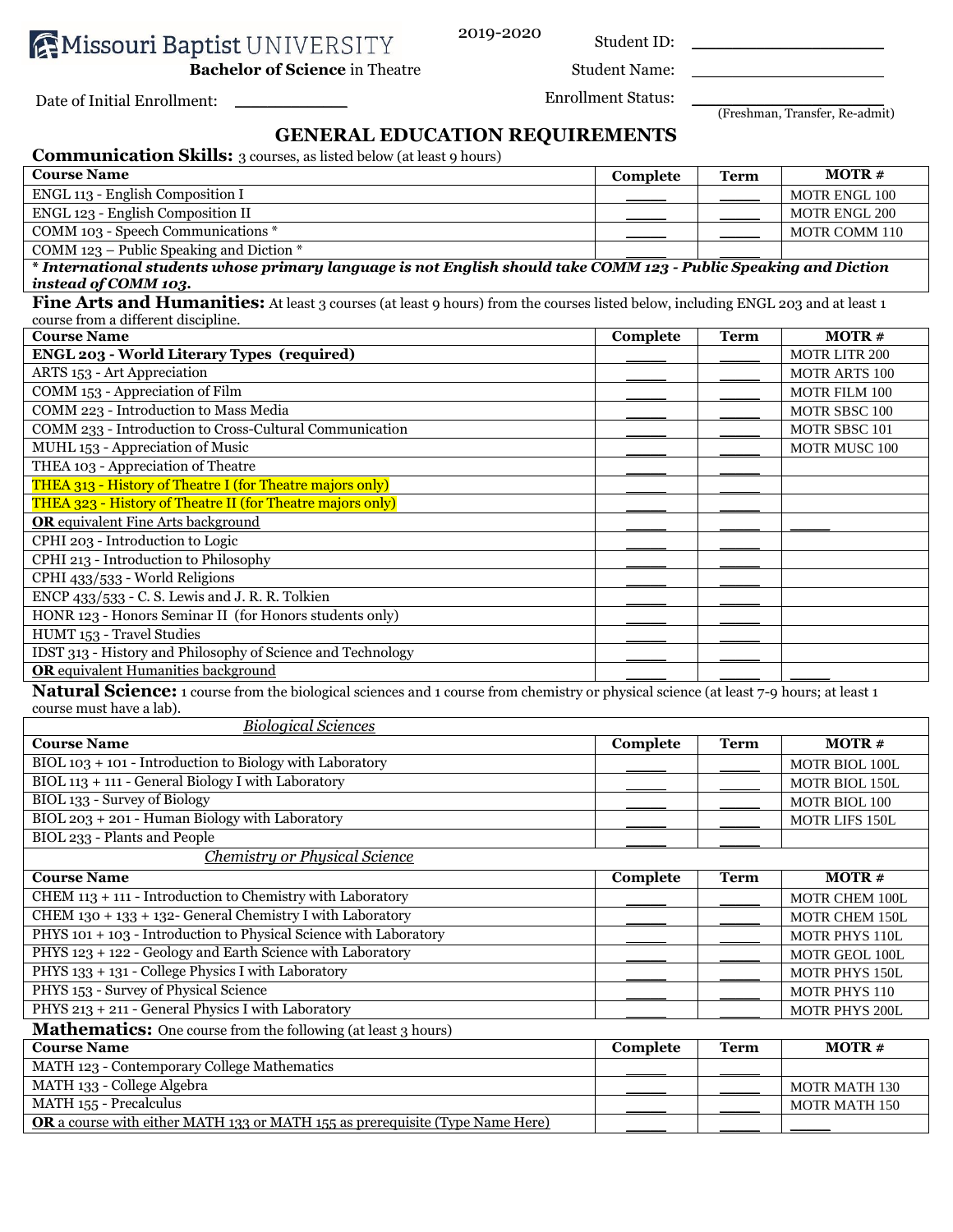Missouri Baptist UNIVERSITY

2019-2020

**Bachelor of Science** in Theatre

Student ID: ____________________

Student Name: ____________________

Date of Initial Enrollment: ___________

Enrollment Status: ____________________ (Freshman, Transfer, Re-admit)

# GENERAL EDUCATION REQUIREMENTS

## Communication Skills: 3 courses, as listed below (at least 9 hours)

| Course Name | Complete | Term | MOTR # |
|---|---|---|---|
| ENGL 113 - English Composition I | _____ | _____ | MOTR ENGL 100 |
| ENGL 123 - English Composition II | _____ | _____ | MOTR ENGL 200 |
| COMM 103 - Speech Communications * | _____ | _____ | MOTR COMM 110 |
| COMM 123 – Public Speaking and Diction * | _____ | _____ | |

***** ***International students whose primary language is not English should take COMM 123 - Public Speaking and Diction instead of COMM 103.***

## Fine Arts and Humanities: At least 3 courses (at least 9 hours) from the courses listed below, including ENGL 203 and at least 1 course from a different discipline.

| Course Name | Complete | Term | MOTR # |
|---|---|---|---|
| **ENGL 203 - World Literary Types (required)** | _____ | _____ | MOTR LITR 200 |
| ARTS 153 - Art Appreciation | _____ | _____ | MOTR ARTS 100 |
| COMM 153 - Appreciation of Film | _____ | _____ | MOTR FILM 100 |
| COMM 223 - Introduction to Mass Media | _____ | _____ | MOTR SBSC 100 |
| COMM 233 - Introduction to Cross-Cultural Communication | _____ | _____ | MOTR SBSC 101 |
| MUHL 153 - Appreciation of Music | _____ | _____ | MOTR MUSC 100 |
| THEA 103 - Appreciation of Theatre | _____ | _____ | |
| THEA 313 - History of Theatre I (for Theatre majors only) | _____ | _____ | |
| THEA 323 - History of Theatre II (for Theatre majors only) | _____ | _____ | |
| **OR** equivalent Fine Arts background | _____ | _____ | _____ |
| CPHI 203 - Introduction to Logic | _____ | _____ | |
| CPHI 213 - Introduction to Philosophy | _____ | _____ | |
| CPHI 433/533 - World Religions | _____ | _____ | |
| ENCP 433/533 - C. S. Lewis and J. R. R. Tolkien | _____ | _____ | |
| HONR 123 - Honors Seminar II (for Honors students only) | _____ | _____ | |
| HUMT 153 - Travel Studies | _____ | _____ | |
| IDST 313 - History and Philosophy of Science and Technology | _____ | _____ | |
| **OR** equivalent Humanities background | _____ | _____ | _____ |

## Natural Science: 1 course from the biological sciences and 1 course from chemistry or physical science (at least 7-9 hours; at least 1 course must have a lab).

*Biological Sciences*

| Course Name | Complete | Term | MOTR # |
|---|---|---|---|
| BIOL 103 + 101 - Introduction to Biology with Laboratory | _____ | _____ | MOTR BIOL 100L |
| BIOL 113 + 111 - General Biology I with Laboratory | _____ | _____ | MOTR BIOL 150L |
| BIOL 133 - Survey of Biology | _____ | _____ | MOTR BIOL 100 |
| BIOL 203 + 201 - Human Biology with Laboratory | _____ | _____ | MOTR LIFS 150L |
| BIOL 233 - Plants and People | _____ | _____ | |

*Chemistry or Physical Science*

| Course Name | Complete | Term | MOTR # |
|---|---|---|---|
| CHEM 113 + 111 - Introduction to Chemistry with Laboratory | _____ | _____ | MOTR CHEM 100L |
| CHEM 130 + 133 + 132- General Chemistry I with Laboratory | _____ | _____ | MOTR CHEM 150L |
| PHYS 101 + 103 - Introduction to Physical Science with Laboratory | _____ | _____ | MOTR PHYS 110L |
| PHYS 123 + 122 - Geology and Earth Science with Laboratory | _____ | _____ | MOTR GEOL 100L |
| PHYS 133 + 131 - College Physics I with Laboratory | _____ | _____ | MOTR PHYS 150L |
| PHYS 153 - Survey of Physical Science | _____ | _____ | MOTR PHYS 110 |
| PHYS 213 + 211 - General Physics I with Laboratory | _____ | _____ | MOTR PHYS 200L |

## Mathematics: One course from the following (at least 3 hours)

| Course Name | Complete | Term | MOTR # |
|---|---|---|---|
| MATH 123 - Contemporary College Mathematics | _____ | _____ | |
| MATH 133 - College Algebra | _____ | _____ | MOTR MATH 130 |
| MATH 155 - Precalculus | _____ | _____ | MOTR MATH 150 |
| **OR** a course with either MATH 133 or MATH 155 as prerequisite (Type Name Here) | _____ | _____ | _____ |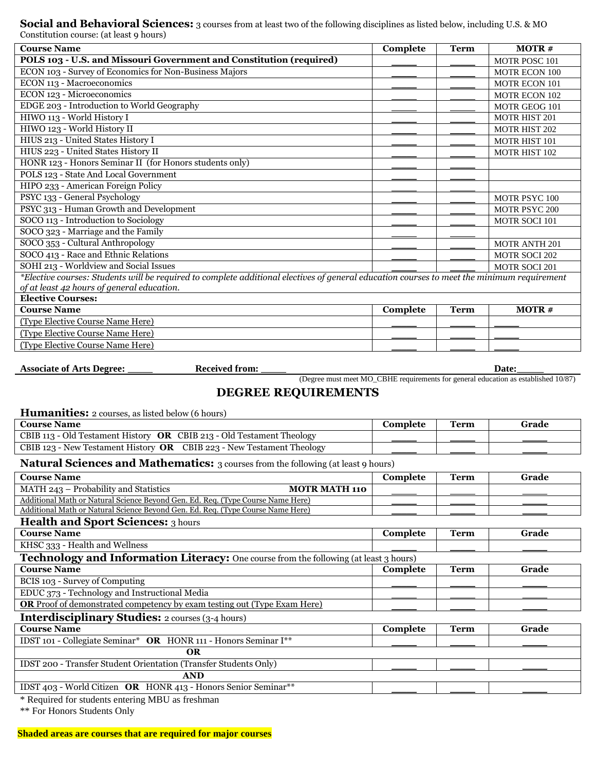**Social and Behavioral Sciences:** 3 courses from at least two of the following disciplines as listed below, including U.S. & MO Constitution course: (at least 9 hours)

| Course Name | Complete | Term | MOTR # |
|---|---|---|---|
| **POLS 103 - U.S. and Missouri Government and Constitution (required)** | _____ | _____ | MOTR POSC 101 |
| ECON 103 - Survey of Economics for Non-Business Majors | _____ | _____ | MOTR ECON 100 |
| ECON 113 - Macroeconomics | _____ | _____ | MOTR ECON 101 |
| ECON 123 - Microeconomics | _____ | _____ | MOTR ECON 102 |
| EDGE 203 - Introduction to World Geography | _____ | _____ | MOTR GEOG 101 |
| HIWO 113 - World History I | _____ | _____ | MOTR HIST 201 |
| HIWO 123 - World History II | _____ | _____ | MOTR HIST 202 |
| HIUS 213 - United States History I | _____ | _____ | MOTR HIST 101 |
| HIUS 223 - United States History II | _____ | _____ | MOTR HIST 102 |
| HONR 123 - Honors Seminar II (for Honors students only) | _____ | _____ | |
| POLS 123 - State And Local Government | _____ | _____ | |
| HIPO 233 - American Foreign Policy | _____ | _____ | |
| PSYC 133 - General Psychology | _____ | _____ | MOTR PSYC 100 |
| PSYC 313 - Human Growth and Development | _____ | _____ | MOTR PSYC 200 |
| SOCO 113 - Introduction to Sociology | _____ | _____ | MOTR SOCI 101 |
| SOCO 323 - Marriage and the Family | _____ | _____ | |
| SOCO 353 - Cultural Anthropology | _____ | _____ | MOTR ANTH 201 |
| SOCO 413 - Race and Ethnic Relations | _____ | _____ | MOTR SOCI 202 |
| SOHI 213 - Worldview and Social Issues | _____ | _____ | MOTR SOCI 201 |

*\*Elective courses: Students will be required to complete additional electives of general education courses to meet the minimum requirement of at least 42 hours of general education.*

**Elective Courses:**

| Course Name | Complete | Term | MOTR # |
|---|---|---|---|
| (Type Elective Course Name Here) | _____ | _____ | _____ |
| (Type Elective Course Name Here) | _____ | _____ | _____ |
| (Type Elective Course Name Here) | _____ | _____ | _____ |

**Associate of Arts Degree:** _____ **Received from:** _____ **Date:**_____

(Degree must meet MO_CBHE requirements for general education as established 10/87)

## DEGREE REQUIREMENTS

**Humanities:** 2 courses, as listed below (6 hours)

| Course Name | Complete | Term | Grade |
|---|---|---|---|
| CIBB 113 - Old Testament History **OR** CBIB 213 - Old Testament Theology | _____ | _____ | _____ |
| CBIB 123 - New Testament History **OR** CBIB 223 - New Testament Theology | _____ | _____ | _____ |

**Natural Sciences and Mathematics:** 3 courses from the following (at least 9 hours)

| Course Name | Complete | Term | Grade |
|---|---|---|---|
| MATH 243 – Probability and Statistics **MOTR MATH 110** | _____ | _____ | _____ |
| Additional Math or Natural Science Beyond Gen. Ed. Req. (Type Course Name Here) | _____ | _____ | _____ |
| Additional Math or Natural Science Beyond Gen. Ed. Req. (Type Course Name Here) | _____ | _____ | _____ |

**Health and Sport Sciences:** 3 hours

| Course Name | Complete | Term | Grade |
|---|---|---|---|
| KHSC 333 - Health and Wellness | _____ | _____ | _____ |

**Technology and Information Literacy:** One course from the following (at least 3 hours)

| Course Name | Complete | Term | Grade |
|---|---|---|---|
| BCIS 103 - Survey of Computing | _____ | _____ | _____ |
| EDUC 373 - Technology and Instructional Media | _____ | _____ | _____ |
| **OR** Proof of demonstrated competency by exam testing out (Type Exam Here) | _____ | _____ | _____ |

**Interdisciplinary Studies:** 2 courses (3-4 hours)

| Course Name | Complete | Term | Grade |
|---|---|---|---|
| IDST 101 - Collegiate Seminar* **OR** HONR 111 - Honors Seminar I** | _____ | _____ | _____ |
| **OR** | | | |
| IDST 200 - Transfer Student Orientation (Transfer Students Only) | _____ | _____ | _____ |
| **AND** | | | |
| IDST 403 - World Citizen **OR** HONR 413 - Honors Senior Seminar** | _____ | _____ | _____ |

* Required for students entering MBU as freshman

** For Honors Students Only

**Shaded areas are courses that are required for major courses**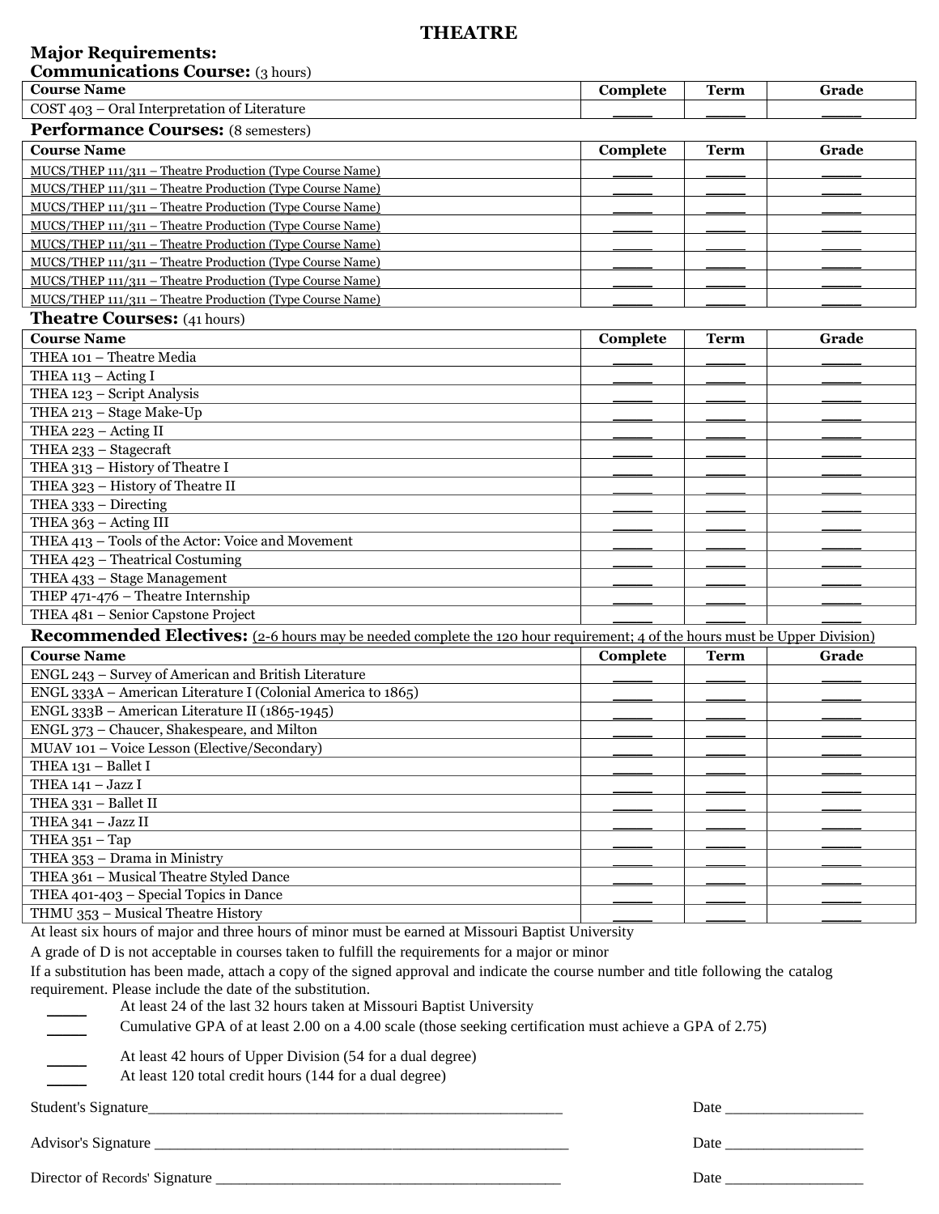# THEATRE

## Major Requirements:

### Communications Course: (3 hours)

| Course Name | Complete | Term | Grade |
|---|---|---|---|
| COST 403 – Oral Interpretation of Literature | ____ | ____ | ____ |

### Performance Courses: (8 semesters)

| Course Name | Complete | Term | Grade |
|---|---|---|---|
| MUCS/THEP 111/311 – Theatre Production (Type Course Name) | ____ | ____ | ____ |
| MUCS/THEP 111/311 – Theatre Production (Type Course Name) | ____ | ____ | ____ |
| MUCS/THEP 111/311 – Theatre Production (Type Course Name) | ____ | ____ | ____ |
| MUCS/THEP 111/311 – Theatre Production (Type Course Name) | ____ | ____ | ____ |
| MUCS/THEP 111/311 – Theatre Production (Type Course Name) | ____ | ____ | ____ |
| MUCS/THEP 111/311 – Theatre Production (Type Course Name) | ____ | ____ | ____ |
| MUCS/THEP 111/311 – Theatre Production (Type Course Name) | ____ | ____ | ____ |
| MUCS/THEP 111/311 – Theatre Production (Type Course Name) | ____ | ____ | ____ |

### Theatre Courses: (41 hours)

| Course Name | Complete | Term | Grade |
|---|---|---|---|
| THEA 101 – Theatre Media | ____ | ____ | ____ |
| THEA 113 – Acting I | ____ | ____ | ____ |
| THEA 123 – Script Analysis | ____ | ____ | ____ |
| THEA 213 – Stage Make-Up | ____ | ____ | ____ |
| THEA 223 – Acting II | ____ | ____ | ____ |
| THEA 233 – Stagecraft | ____ | ____ | ____ |
| THEA 313 – History of Theatre I | ____ | ____ | ____ |
| THEA 323 – History of Theatre II | ____ | ____ | ____ |
| THEA 333 – Directing | ____ | ____ | ____ |
| THEA 363 – Acting III | ____ | ____ | ____ |
| THEA 413 – Tools of the Actor: Voice and Movement | ____ | ____ | ____ |
| THEA 423 – Theatrical Costuming | ____ | ____ | ____ |
| THEA 433 – Stage Management | ____ | ____ | ____ |
| THEP 471-476 – Theatre Internship | ____ | ____ | ____ |
| THEA 481 – Senior Capstone Project | ____ | ____ | ____ |

### Recommended Electives: (2-6 hours may be needed complete the 120 hour requirement; 4 of the hours must be Upper Division)

| Course Name | Complete | Term | Grade |
|---|---|---|---|
| ENGL 243 – Survey of American and British Literature | ____ | ____ | ____ |
| ENGL 333A – American Literature I (Colonial America to 1865) | ____ | ____ | ____ |
| ENGL 333B – American Literature II (1865-1945) | ____ | ____ | ____ |
| ENGL 373 – Chaucer, Shakespeare, and Milton | ____ | ____ | ____ |
| MUAV 101 – Voice Lesson (Elective/Secondary) | ____ | ____ | ____ |
| THEA 131 – Ballet I | ____ | ____ | ____ |
| THEA 141 – Jazz I | ____ | ____ | ____ |
| THEA 331 – Ballet II | ____ | ____ | ____ |
| THEA 341 – Jazz II | ____ | ____ | ____ |
| THEA 351 – Tap | ____ | ____ | ____ |
| THEA 353 – Drama in Ministry | ____ | ____ | ____ |
| THEA 361 – Musical Theatre Styled Dance | ____ | ____ | ____ |
| THEA 401-403 – Special Topics in Dance | ____ | ____ | ____ |
| THMU 353 – Musical Theatre History | ____ | ____ | ____ |

At least six hours of major and three hours of minor must be earned at Missouri Baptist University

A grade of D is not acceptable in courses taken to fulfill the requirements for a major or minor

If a substitution has been made, attach a copy of the signed approval and indicate the course number and title following the catalog requirement. Please include the date of the substitution.

____ At least 24 of the last 32 hours taken at Missouri Baptist University

____ Cumulative GPA of at least 2.00 on a 4.00 scale (those seeking certification must achieve a GPA of 2.75)

____ At least 42 hours of Upper Division (54 for a dual degree)

____ At least 120 total credit hours (144 for a dual degree)

Student's Signature________________________________________________________ Date __________________

Advisor's Signature ________________________________________________________ Date __________________

Director of Records' Signature _______________________________________________ Date __________________